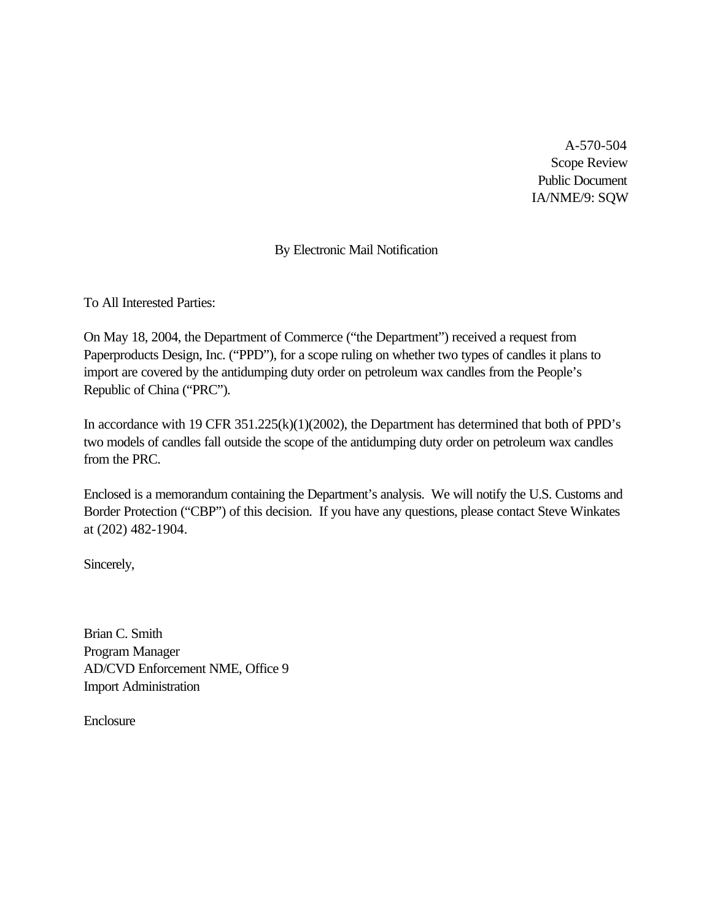A-570-504
Scope Review
Public Document
IA/NME/9: SQW

By Electronic Mail Notification

To All Interested Parties:

On May 18, 2004, the Department of Commerce ("the Department") received a request from Paperproducts Design, Inc. ("PPD"), for a scope ruling on whether two types of candles it plans to import are covered by the antidumping duty order on petroleum wax candles from the People's Republic of China ("PRC").

In accordance with 19 CFR 351.225(k)(1)(2002), the Department has determined that both of PPD's two models of candles fall outside the scope of the antidumping duty order on petroleum wax candles from the PRC.

Enclosed is a memorandum containing the Department's analysis. We will notify the U.S. Customs and Border Protection ("CBP") of this decision. If you have any questions, please contact Steve Winkates at (202) 482-1904.

Sincerely,

Brian C. Smith
Program Manager
AD/CVD Enforcement NME, Office 9
Import Administration

Enclosure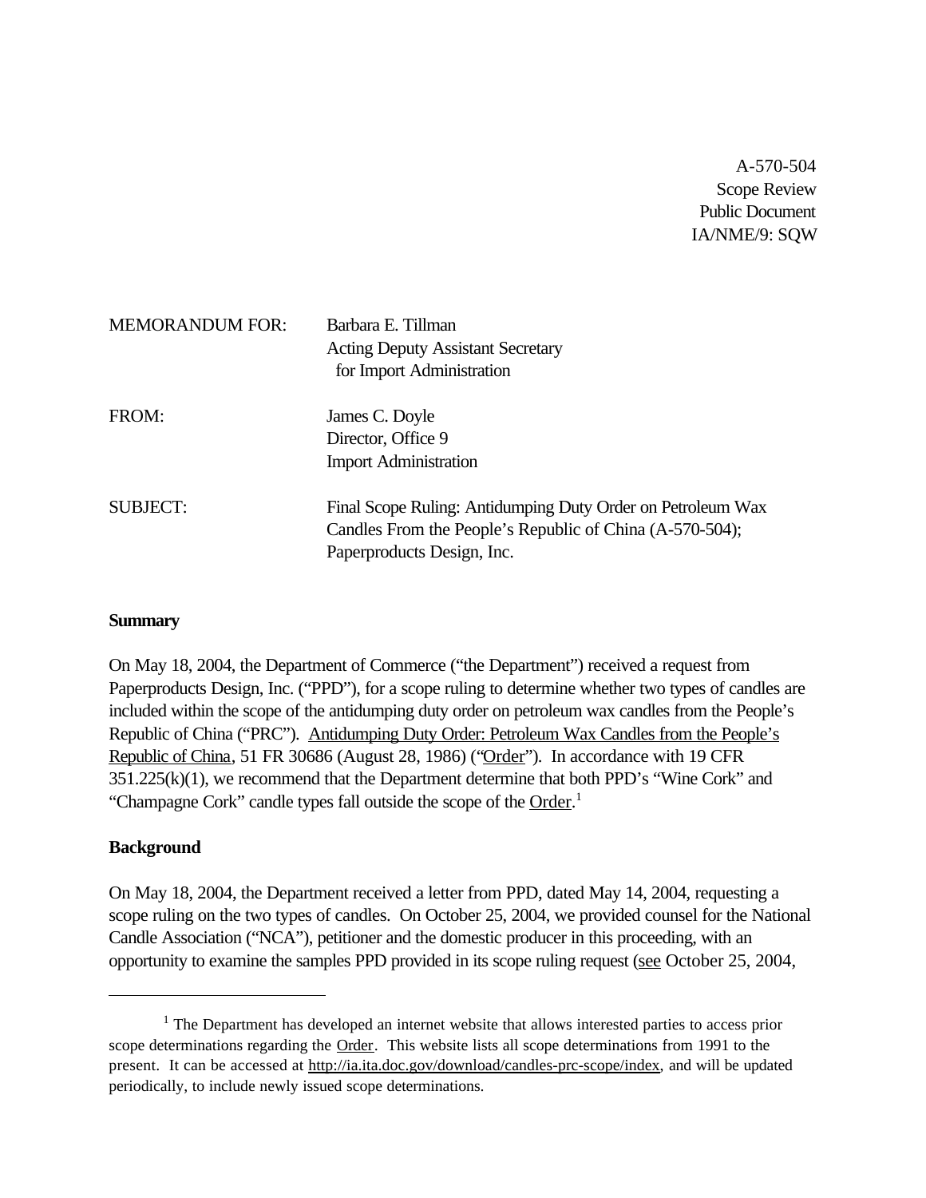A-570-504
Scope Review
Public Document
IA/NME/9: SQW

MEMORANDUM FOR: Barbara E. Tillman
Acting Deputy Assistant Secretary
for Import Administration

FROM: James C. Doyle
Director, Office 9
Import Administration

SUBJECT: Final Scope Ruling: Antidumping Duty Order on Petroleum Wax Candles From the People's Republic of China (A-570-504); Paperproducts Design, Inc.

**Summary**

On May 18, 2004, the Department of Commerce ("the Department") received a request from Paperproducts Design, Inc. ("PPD"), for a scope ruling to determine whether two types of candles are included within the scope of the antidumping duty order on petroleum wax candles from the People's Republic of China ("PRC"). Antidumping Duty Order: Petroleum Wax Candles from the People's Republic of China, 51 FR 30686 (August 28, 1986) ("Order"). In accordance with 19 CFR 351.225(k)(1), we recommend that the Department determine that both PPD's "Wine Cork" and "Champagne Cork" candle types fall outside the scope of the Order.[1]

**Background**

On May 18, 2004, the Department received a letter from PPD, dated May 14, 2004, requesting a scope ruling on the two types of candles. On October 25, 2004, we provided counsel for the National Candle Association ("NCA"), petitioner and the domestic producer in this proceeding, with an opportunity to examine the samples PPD provided in its scope ruling request (see October 25, 2004,

[1] The Department has developed an internet website that allows interested parties to access prior scope determinations regarding the Order. This website lists all scope determinations from 1991 to the present. It can be accessed at http://ia.ita.doc.gov/download/candles-prc-scope/index, and will be updated periodically, to include newly issued scope determinations.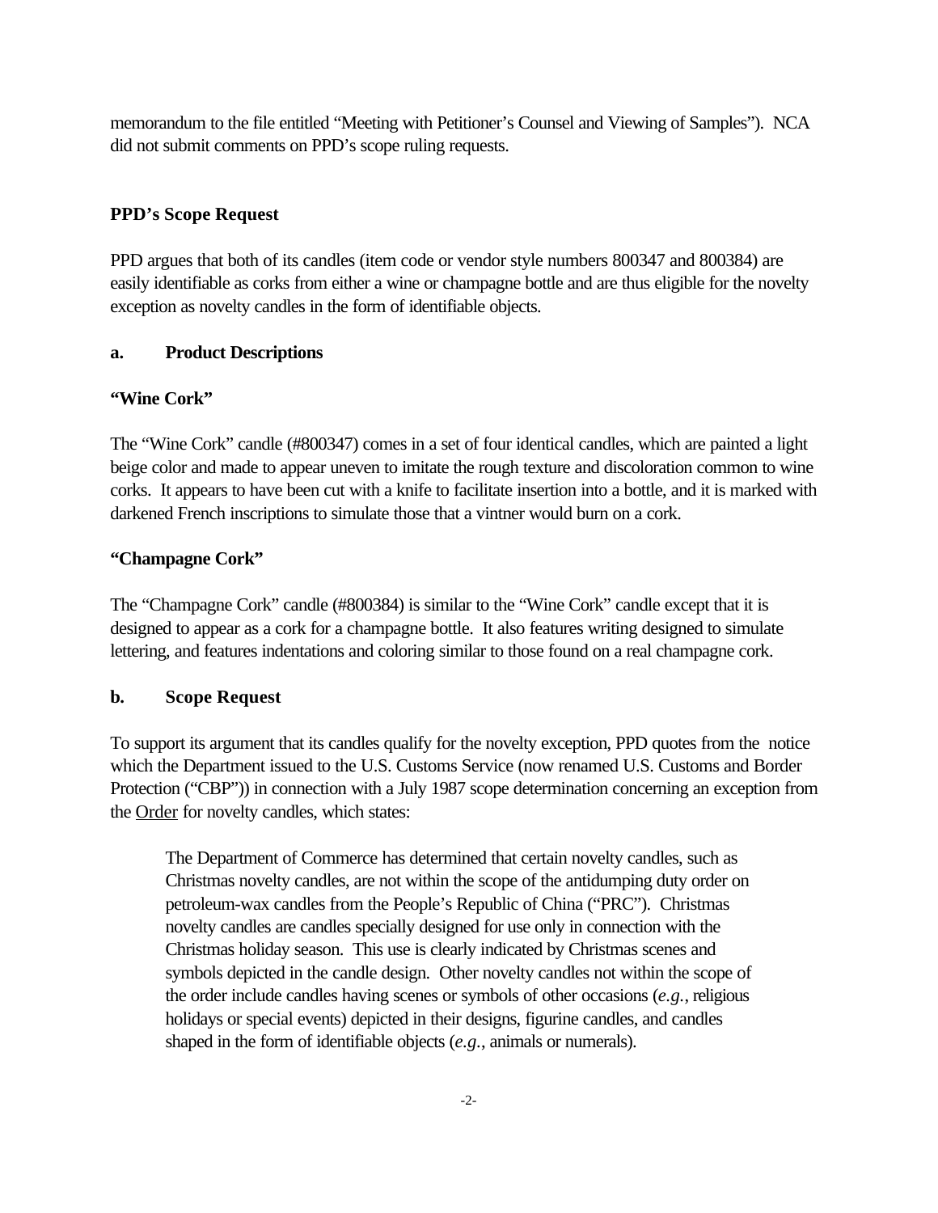memorandum to the file entitled "Meeting with Petitioner's Counsel and Viewing of Samples"). NCA did not submit comments on PPD's scope ruling requests.

## PPD's Scope Request

PPD argues that both of its candles (item code or vendor style numbers 800347 and 800384) are easily identifiable as corks from either a wine or champagne bottle and are thus eligible for the novelty exception as novelty candles in the form of identifiable objects.

### a. Product Descriptions

**"Wine Cork"**

The "Wine Cork" candle (#800347) comes in a set of four identical candles, which are painted a light beige color and made to appear uneven to imitate the rough texture and discoloration common to wine corks. It appears to have been cut with a knife to facilitate insertion into a bottle, and it is marked with darkened French inscriptions to simulate those that a vintner would burn on a cork.

**"Champagne Cork"**

The "Champagne Cork" candle (#800384) is similar to the "Wine Cork" candle except that it is designed to appear as a cork for a champagne bottle. It also features writing designed to simulate lettering, and features indentations and coloring similar to those found on a real champagne cork.

### b. Scope Request

To support its argument that its candles qualify for the novelty exception, PPD quotes from the notice which the Department issued to the U.S. Customs Service (now renamed U.S. Customs and Border Protection ("CBP")) in connection with a July 1987 scope determination concerning an exception from the Order for novelty candles, which states:

> The Department of Commerce has determined that certain novelty candles, such as Christmas novelty candles, are not within the scope of the antidumping duty order on petroleum-wax candles from the People's Republic of China ("PRC"). Christmas novelty candles are candles specially designed for use only in connection with the Christmas holiday season. This use is clearly indicated by Christmas scenes and symbols depicted in the candle design. Other novelty candles not within the scope of the order include candles having scenes or symbols of other occasions (*e.g.*, religious holidays or special events) depicted in their designs, figurine candles, and candles shaped in the form of identifiable objects (*e.g.*, animals or numerals).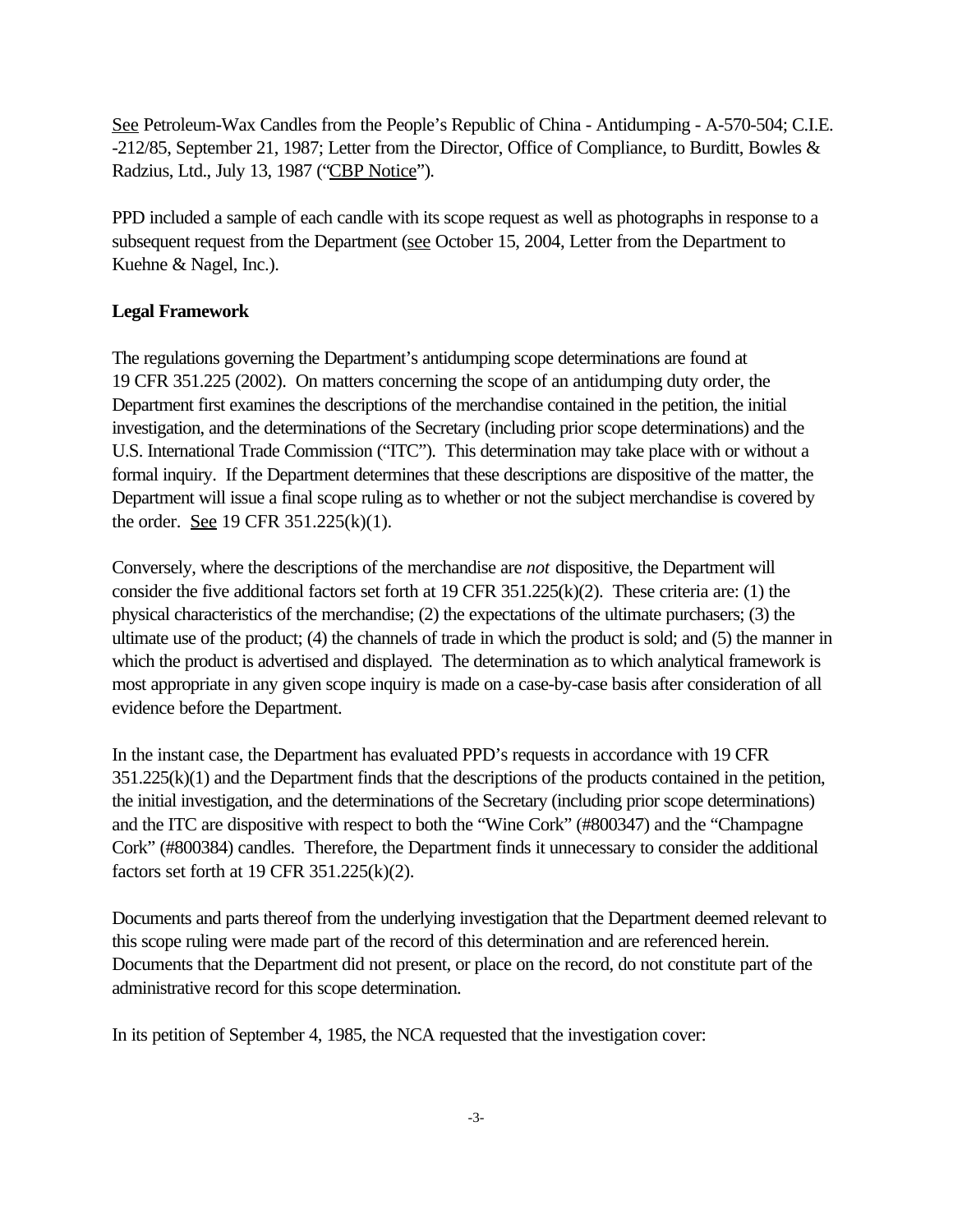See Petroleum-Wax Candles from the People's Republic of China - Antidumping - A-570-504; C.I.E. -212/85, September 21, 1987; Letter from the Director, Office of Compliance, to Burditt, Bowles & Radzius, Ltd., July 13, 1987 ("CBP Notice").

PPD included a sample of each candle with its scope request as well as photographs in response to a subsequent request from the Department (see October 15, 2004, Letter from the Department to Kuehne & Nagel, Inc.).

**Legal Framework**

The regulations governing the Department's antidumping scope determinations are found at 19 CFR 351.225 (2002). On matters concerning the scope of an antidumping duty order, the Department first examines the descriptions of the merchandise contained in the petition, the initial investigation, and the determinations of the Secretary (including prior scope determinations) and the U.S. International Trade Commission ("ITC"). This determination may take place with or without a formal inquiry. If the Department determines that these descriptions are dispositive of the matter, the Department will issue a final scope ruling as to whether or not the subject merchandise is covered by the order. See 19 CFR 351.225(k)(1).

Conversely, where the descriptions of the merchandise are *not* dispositive, the Department will consider the five additional factors set forth at 19 CFR 351.225(k)(2). These criteria are: (1) the physical characteristics of the merchandise; (2) the expectations of the ultimate purchasers; (3) the ultimate use of the product; (4) the channels of trade in which the product is sold; and (5) the manner in which the product is advertised and displayed. The determination as to which analytical framework is most appropriate in any given scope inquiry is made on a case-by-case basis after consideration of all evidence before the Department.

In the instant case, the Department has evaluated PPD's requests in accordance with 19 CFR 351.225(k)(1) and the Department finds that the descriptions of the products contained in the petition, the initial investigation, and the determinations of the Secretary (including prior scope determinations) and the ITC are dispositive with respect to both the "Wine Cork" (#800347) and the "Champagne Cork" (#800384) candles. Therefore, the Department finds it unnecessary to consider the additional factors set forth at 19 CFR 351.225(k)(2).

Documents and parts thereof from the underlying investigation that the Department deemed relevant to this scope ruling were made part of the record of this determination and are referenced herein. Documents that the Department did not present, or place on the record, do not constitute part of the administrative record for this scope determination.

In its petition of September 4, 1985, the NCA requested that the investigation cover: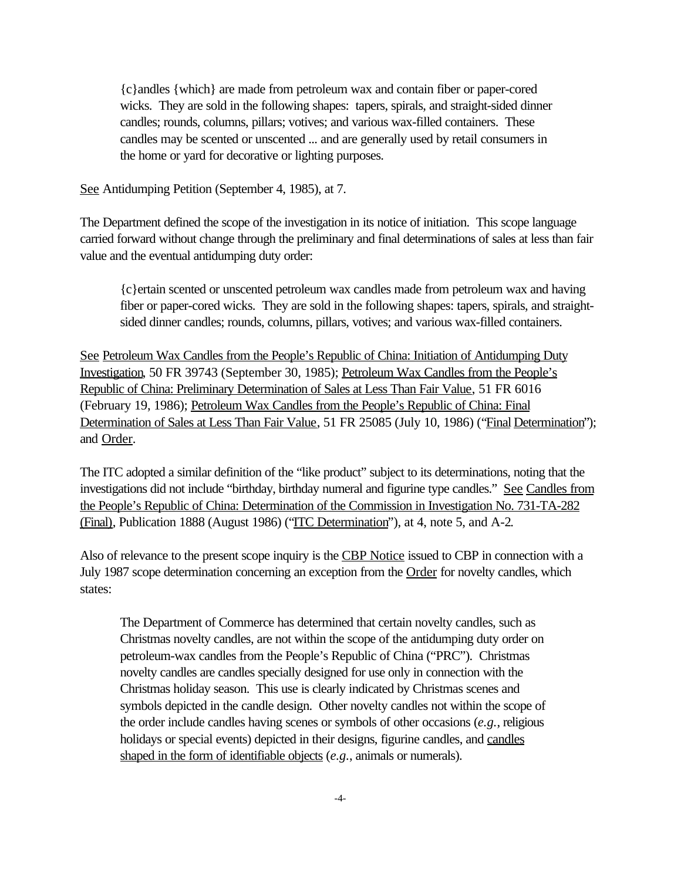> {c}andles {which} are made from petroleum wax and contain fiber or paper-cored wicks. They are sold in the following shapes: tapers, spirals, and straight-sided dinner candles; rounds, columns, pillars; votives; and various wax-filled containers. These candles may be scented or unscented ... and are generally used by retail consumers in the home or yard for decorative or lighting purposes.

<u>See</u> Antidumping Petition (September 4, 1985), at 7.

The Department defined the scope of the investigation in its notice of initiation. This scope language carried forward without change through the preliminary and final determinations of sales at less than fair value and the eventual antidumping duty order:

> {c}ertain scented or unscented petroleum wax candles made from petroleum wax and having fiber or paper-cored wicks. They are sold in the following shapes: tapers, spirals, and straight-sided dinner candles; rounds, columns, pillars, votives; and various wax-filled containers.

<u>See</u> <u>Petroleum Wax Candles from the People's Republic of China: Initiation of Antidumping Duty Investigation</u>, 50 FR 39743 (September 30, 1985); <u>Petroleum Wax Candles from the People's Republic of China: Preliminary Determination of Sales at Less Than Fair Value</u>, 51 FR 6016 (February 19, 1986); <u>Petroleum Wax Candles from the People's Republic of China: Final Determination of Sales at Less Than Fair Value</u>, 51 FR 25085 (July 10, 1986) ("<u>Final Determination</u>"); and <u>Order</u>.

The ITC adopted a similar definition of the "like product" subject to its determinations, noting that the investigations did not include "birthday, birthday numeral and figurine type candles." <u>See</u> <u>Candles from the People's Republic of China: Determination of the Commission in Investigation No. 731-TA-282 (Final)</u>, Publication 1888 (August 1986) ("<u>ITC Determination</u>"), at 4, note 5, and A-2.

Also of relevance to the present scope inquiry is the <u>CBP Notice</u> issued to CBP in connection with a July 1987 scope determination concerning an exception from the <u>Order</u> for novelty candles, which states:

> The Department of Commerce has determined that certain novelty candles, such as Christmas novelty candles, are not within the scope of the antidumping duty order on petroleum-wax candles from the People's Republic of China ("PRC"). Christmas novelty candles are candles specially designed for use only in connection with the Christmas holiday season. This use is clearly indicated by Christmas scenes and symbols depicted in the candle design. Other novelty candles not within the scope of the order include candles having scenes or symbols of other occasions (*e.g.*, religious holidays or special events) depicted in their designs, figurine candles, and <u>candles shaped in the form of identifiable objects</u> (*e.g.*, animals or numerals).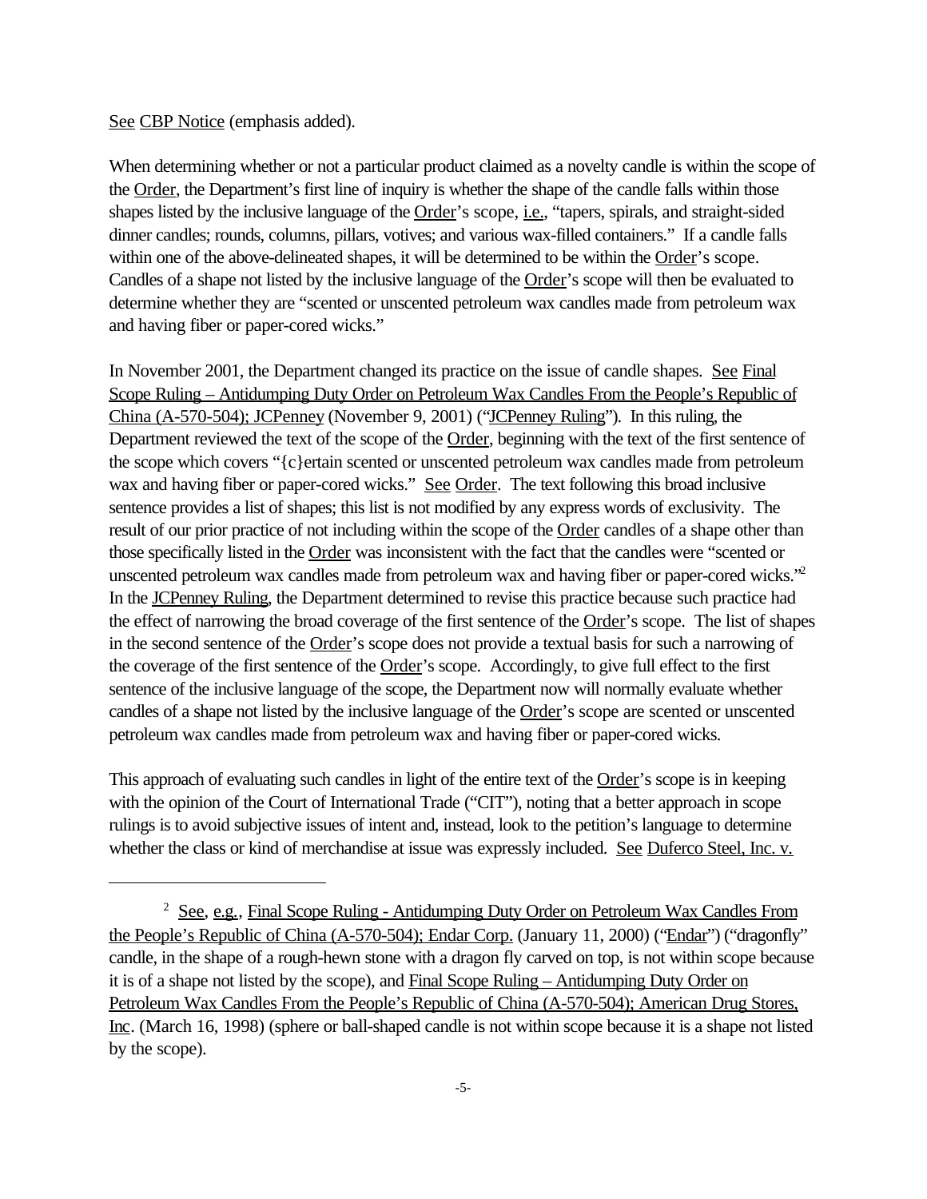See CBP Notice (emphasis added).

When determining whether or not a particular product claimed as a novelty candle is within the scope of the Order, the Department's first line of inquiry is whether the shape of the candle falls within those shapes listed by the inclusive language of the Order's scope, i.e., "tapers, spirals, and straight-sided dinner candles; rounds, columns, pillars, votives; and various wax-filled containers." If a candle falls within one of the above-delineated shapes, it will be determined to be within the Order's scope. Candles of a shape not listed by the inclusive language of the Order's scope will then be evaluated to determine whether they are "scented or unscented petroleum wax candles made from petroleum wax and having fiber or paper-cored wicks."

In November 2001, the Department changed its practice on the issue of candle shapes. See Final Scope Ruling – Antidumping Duty Order on Petroleum Wax Candles From the People's Republic of China (A-570-504); JCPenney (November 9, 2001) ("JCPenney Ruling"). In this ruling, the Department reviewed the text of the scope of the Order, beginning with the text of the first sentence of the scope which covers "{c}ertain scented or unscented petroleum wax candles made from petroleum wax and having fiber or paper-cored wicks." See Order. The text following this broad inclusive sentence provides a list of shapes; this list is not modified by any express words of exclusivity. The result of our prior practice of not including within the scope of the Order candles of a shape other than those specifically listed in the Order was inconsistent with the fact that the candles were "scented or unscented petroleum wax candles made from petroleum wax and having fiber or paper-cored wicks."[2] In the JCPenney Ruling, the Department determined to revise this practice because such practice had the effect of narrowing the broad coverage of the first sentence of the Order's scope. The list of shapes in the second sentence of the Order's scope does not provide a textual basis for such a narrowing of the coverage of the first sentence of the Order's scope. Accordingly, to give full effect to the first sentence of the inclusive language of the scope, the Department now will normally evaluate whether candles of a shape not listed by the inclusive language of the Order's scope are scented or unscented petroleum wax candles made from petroleum wax and having fiber or paper-cored wicks.

This approach of evaluating such candles in light of the entire text of the Order's scope is in keeping with the opinion of the Court of International Trade ("CIT"), noting that a better approach in scope rulings is to avoid subjective issues of intent and, instead, look to the petition's language to determine whether the class or kind of merchandise at issue was expressly included. See Duferco Steel, Inc. v.

---

[2] See, e.g., Final Scope Ruling - Antidumping Duty Order on Petroleum Wax Candles From the People's Republic of China (A-570-504); Endar Corp. (January 11, 2000) ("Endar") ("dragonfly" candle, in the shape of a rough-hewn stone with a dragon fly carved on top, is not within scope because it is of a shape not listed by the scope), and Final Scope Ruling – Antidumping Duty Order on Petroleum Wax Candles From the People's Republic of China (A-570-504); American Drug Stores, Inc. (March 16, 1998) (sphere or ball-shaped candle is not within scope because it is a shape not listed by the scope).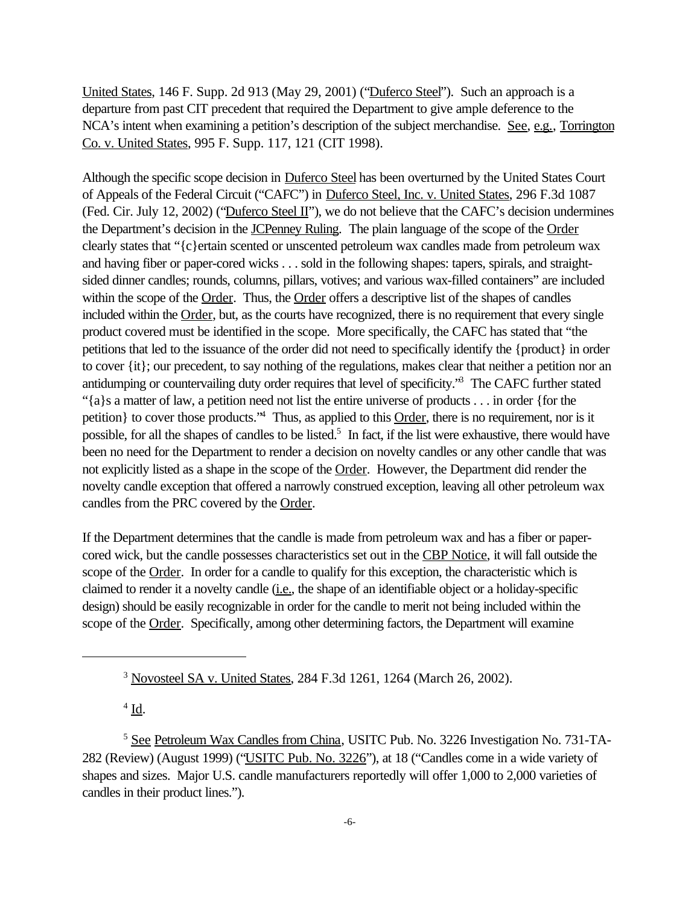United States, 146 F. Supp. 2d 913 (May 29, 2001) ("Duferco Steel"). Such an approach is a departure from past CIT precedent that required the Department to give ample deference to the NCA's intent when examining a petition's description of the subject merchandise. See, e.g., Torrington Co. v. United States, 995 F. Supp. 117, 121 (CIT 1998).

Although the specific scope decision in Duferco Steel has been overturned by the United States Court of Appeals of the Federal Circuit ("CAFC") in Duferco Steel, Inc. v. United States, 296 F.3d 1087 (Fed. Cir. July 12, 2002) ("Duferco Steel II"), we do not believe that the CAFC's decision undermines the Department's decision in the JCPenney Ruling. The plain language of the scope of the Order clearly states that "{c}ertain scented or unscented petroleum wax candles made from petroleum wax and having fiber or paper-cored wicks . . . sold in the following shapes: tapers, spirals, and straight-sided dinner candles; rounds, columns, pillars, votives; and various wax-filled containers" are included within the scope of the Order. Thus, the Order offers a descriptive list of the shapes of candles included within the Order, but, as the courts have recognized, there is no requirement that every single product covered must be identified in the scope. More specifically, the CAFC has stated that "the petitions that led to the issuance of the order did not need to specifically identify the {product} in order to cover {it}; our precedent, to say nothing of the regulations, makes clear that neither a petition nor an antidumping or countervailing duty order requires that level of specificity."[3] The CAFC further stated "{a}s a matter of law, a petition need not list the entire universe of products . . . in order {for the petition} to cover those products."[4] Thus, as applied to this Order, there is no requirement, nor is it possible, for all the shapes of candles to be listed.[5] In fact, if the list were exhaustive, there would have been no need for the Department to render a decision on novelty candles or any other candle that was not explicitly listed as a shape in the scope of the Order. However, the Department did render the novelty candle exception that offered a narrowly construed exception, leaving all other petroleum wax candles from the PRC covered by the Order.

If the Department determines that the candle is made from petroleum wax and has a fiber or paper-cored wick, but the candle possesses characteristics set out in the CBP Notice, it will fall outside the scope of the Order. In order for a candle to qualify for this exception, the characteristic which is claimed to render it a novelty candle (i.e., the shape of an identifiable object or a holiday-specific design) should be easily recognizable in order for the candle to merit not being included within the scope of the Order. Specifically, among other determining factors, the Department will examine

---

[3] Novosteel SA v. United States, 284 F.3d 1261, 1264 (March 26, 2002).

[4] Id.

[5] See Petroleum Wax Candles from China, USITC Pub. No. 3226 Investigation No. 731-TA-282 (Review) (August 1999) ("USITC Pub. No. 3226"), at 18 ("Candles come in a wide variety of shapes and sizes. Major U.S. candle manufacturers reportedly will offer 1,000 to 2,000 varieties of candles in their product lines.").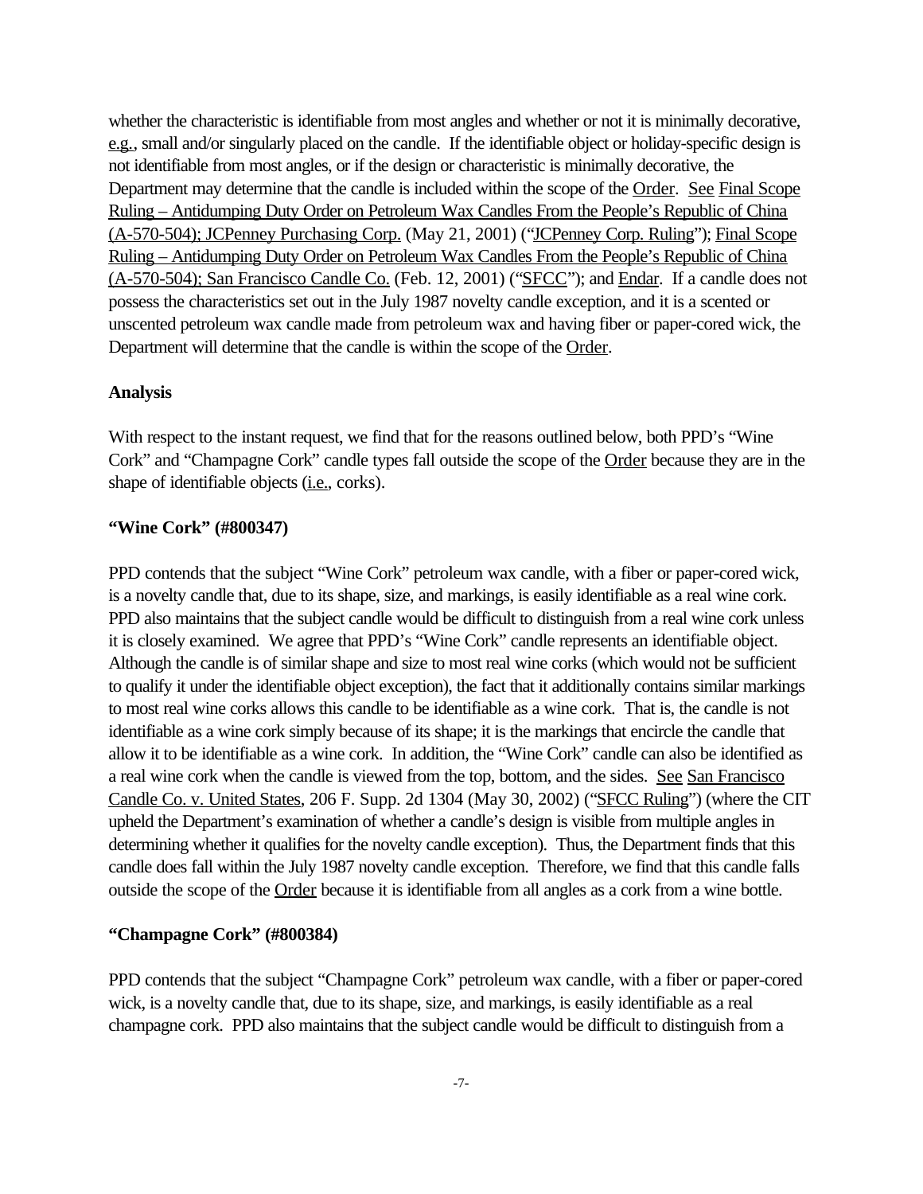whether the characteristic is identifiable from most angles and whether or not it is minimally decorative, e.g., small and/or singularly placed on the candle. If the identifiable object or holiday-specific design is not identifiable from most angles, or if the design or characteristic is minimally decorative, the Department may determine that the candle is included within the scope of the Order. See Final Scope Ruling – Antidumping Duty Order on Petroleum Wax Candles From the People's Republic of China (A-570-504); JCPenney Purchasing Corp. (May 21, 2001) ("JCPenney Corp. Ruling"); Final Scope Ruling – Antidumping Duty Order on Petroleum Wax Candles From the People's Republic of China (A-570-504); San Francisco Candle Co. (Feb. 12, 2001) ("SFCC"); and Endar. If a candle does not possess the characteristics set out in the July 1987 novelty candle exception, and it is a scented or unscented petroleum wax candle made from petroleum wax and having fiber or paper-cored wick, the Department will determine that the candle is within the scope of the Order.

**Analysis**

With respect to the instant request, we find that for the reasons outlined below, both PPD's "Wine Cork" and "Champagne Cork" candle types fall outside the scope of the Order because they are in the shape of identifiable objects (i.e., corks).

**"Wine Cork" (#800347)**

PPD contends that the subject "Wine Cork" petroleum wax candle, with a fiber or paper-cored wick, is a novelty candle that, due to its shape, size, and markings, is easily identifiable as a real wine cork. PPD also maintains that the subject candle would be difficult to distinguish from a real wine cork unless it is closely examined. We agree that PPD's "Wine Cork" candle represents an identifiable object. Although the candle is of similar shape and size to most real wine corks (which would not be sufficient to qualify it under the identifiable object exception), the fact that it additionally contains similar markings to most real wine corks allows this candle to be identifiable as a wine cork. That is, the candle is not identifiable as a wine cork simply because of its shape; it is the markings that encircle the candle that allow it to be identifiable as a wine cork. In addition, the "Wine Cork" candle can also be identified as a real wine cork when the candle is viewed from the top, bottom, and the sides. See San Francisco Candle Co. v. United States, 206 F. Supp. 2d 1304 (May 30, 2002) ("SFCC Ruling") (where the CIT upheld the Department's examination of whether a candle's design is visible from multiple angles in determining whether it qualifies for the novelty candle exception). Thus, the Department finds that this candle does fall within the July 1987 novelty candle exception. Therefore, we find that this candle falls outside the scope of the Order because it is identifiable from all angles as a cork from a wine bottle.

**"Champagne Cork" (#800384)**

PPD contends that the subject "Champagne Cork" petroleum wax candle, with a fiber or paper-cored wick, is a novelty candle that, due to its shape, size, and markings, is easily identifiable as a real champagne cork. PPD also maintains that the subject candle would be difficult to distinguish from a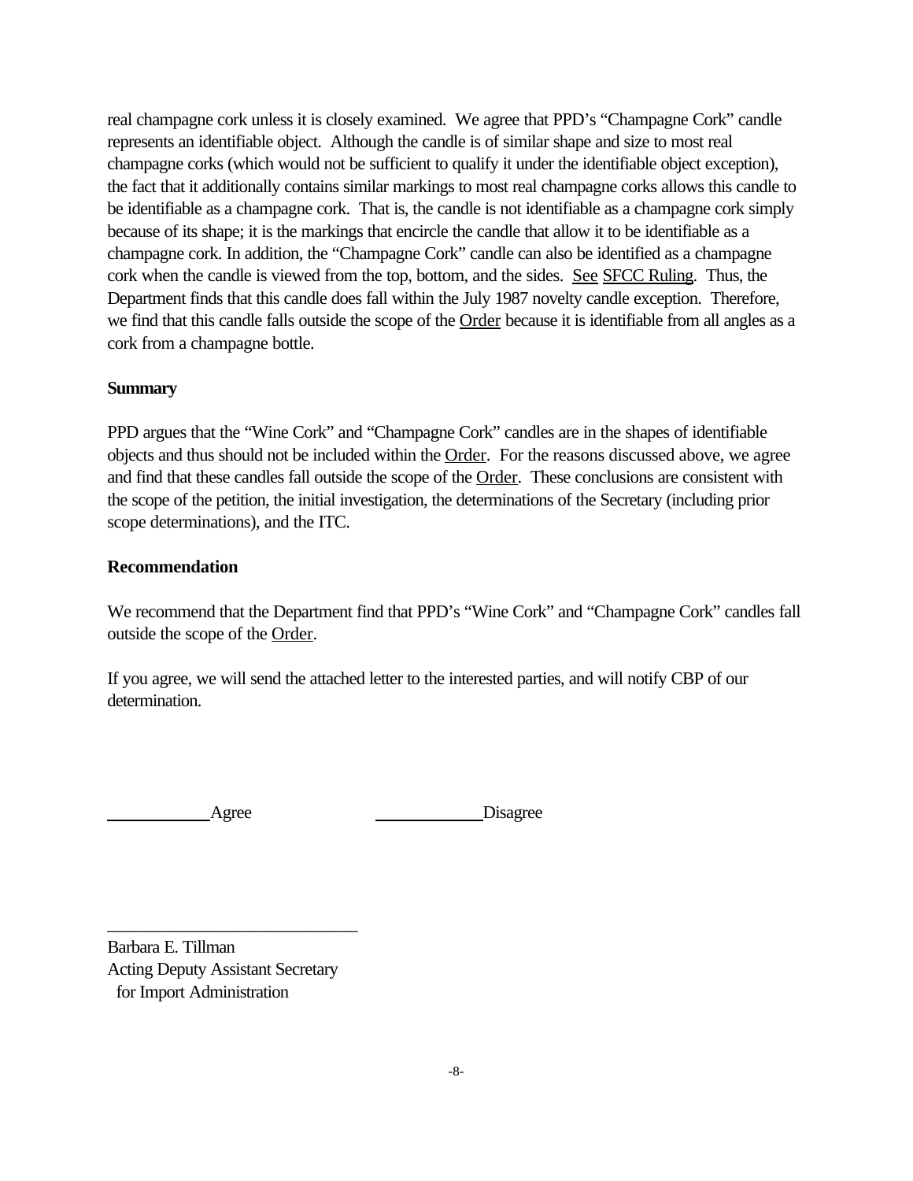real champagne cork unless it is closely examined. We agree that PPD's "Champagne Cork" candle represents an identifiable object. Although the candle is of similar shape and size to most real champagne corks (which would not be sufficient to qualify it under the identifiable object exception), the fact that it additionally contains similar markings to most real champagne corks allows this candle to be identifiable as a champagne cork. That is, the candle is not identifiable as a champagne cork simply because of its shape; it is the markings that encircle the candle that allow it to be identifiable as a champagne cork. In addition, the "Champagne Cork" candle can also be identified as a champagne cork when the candle is viewed from the top, bottom, and the sides. See SFCC Ruling. Thus, the Department finds that this candle does fall within the July 1987 novelty candle exception. Therefore, we find that this candle falls outside the scope of the Order because it is identifiable from all angles as a cork from a champagne bottle.

**Summary**

PPD argues that the "Wine Cork" and "Champagne Cork" candles are in the shapes of identifiable objects and thus should not be included within the Order. For the reasons discussed above, we agree and find that these candles fall outside the scope of the Order. These conclusions are consistent with the scope of the petition, the initial investigation, the determinations of the Secretary (including prior scope determinations), and the ITC.

**Recommendation**

We recommend that the Department find that PPD's "Wine Cork" and "Champagne Cork" candles fall outside the scope of the Order.

If you agree, we will send the attached letter to the interested parties, and will notify CBP of our determination.

\_\_\_\_\_\_\_\_\_\_ Agree                    \_\_\_\_\_\_\_\_\_\_ Disagree

\_\_\_\_\_\_\_\_\_\_\_\_\_\_\_\_\_\_\_\_\_\_\_\_\_\_

Barbara E. Tillman
Acting Deputy Assistant Secretary
for Import Administration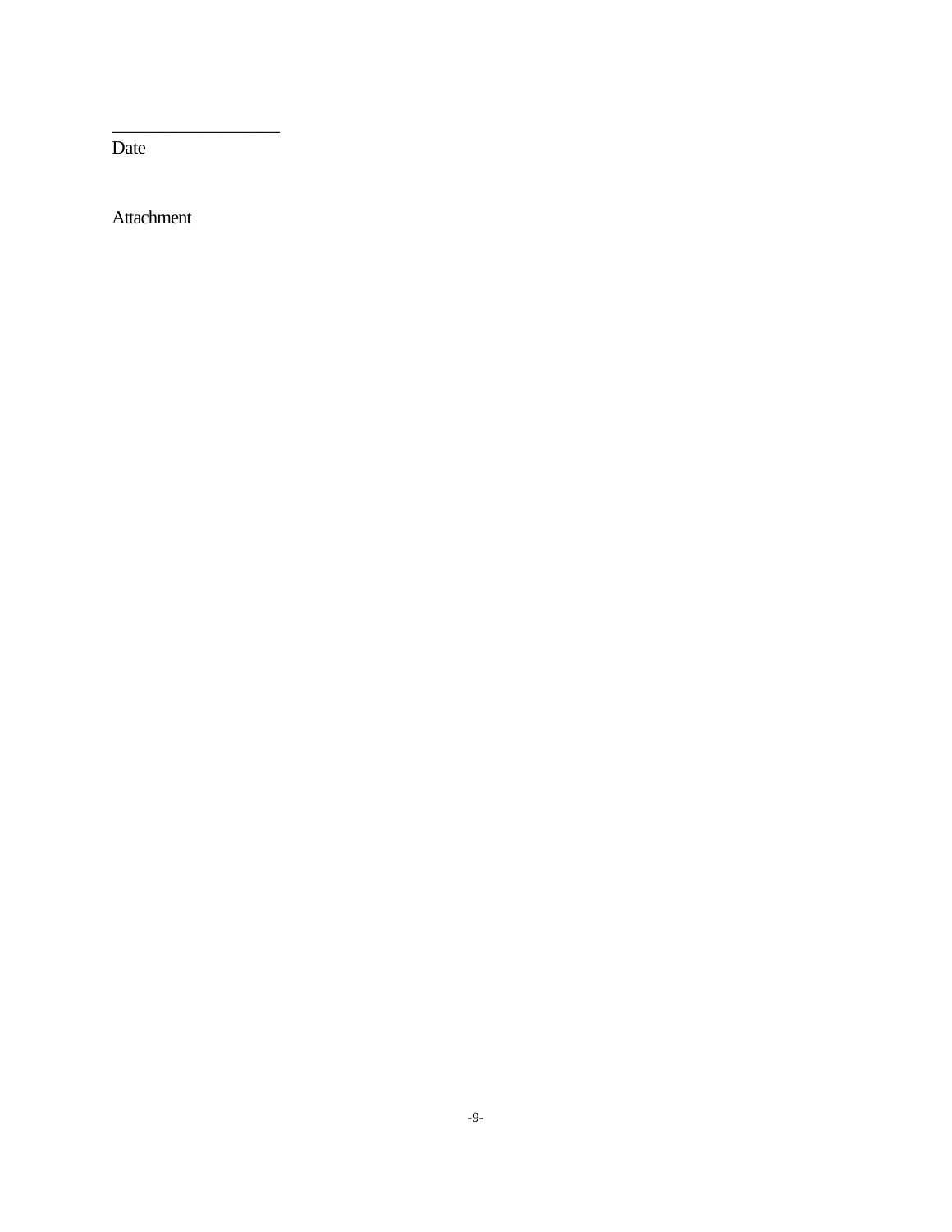\_\_\_\_\_\_\_\_\_\_\_\_\_\_\_\_\_\_\_\_

Date

Attachment